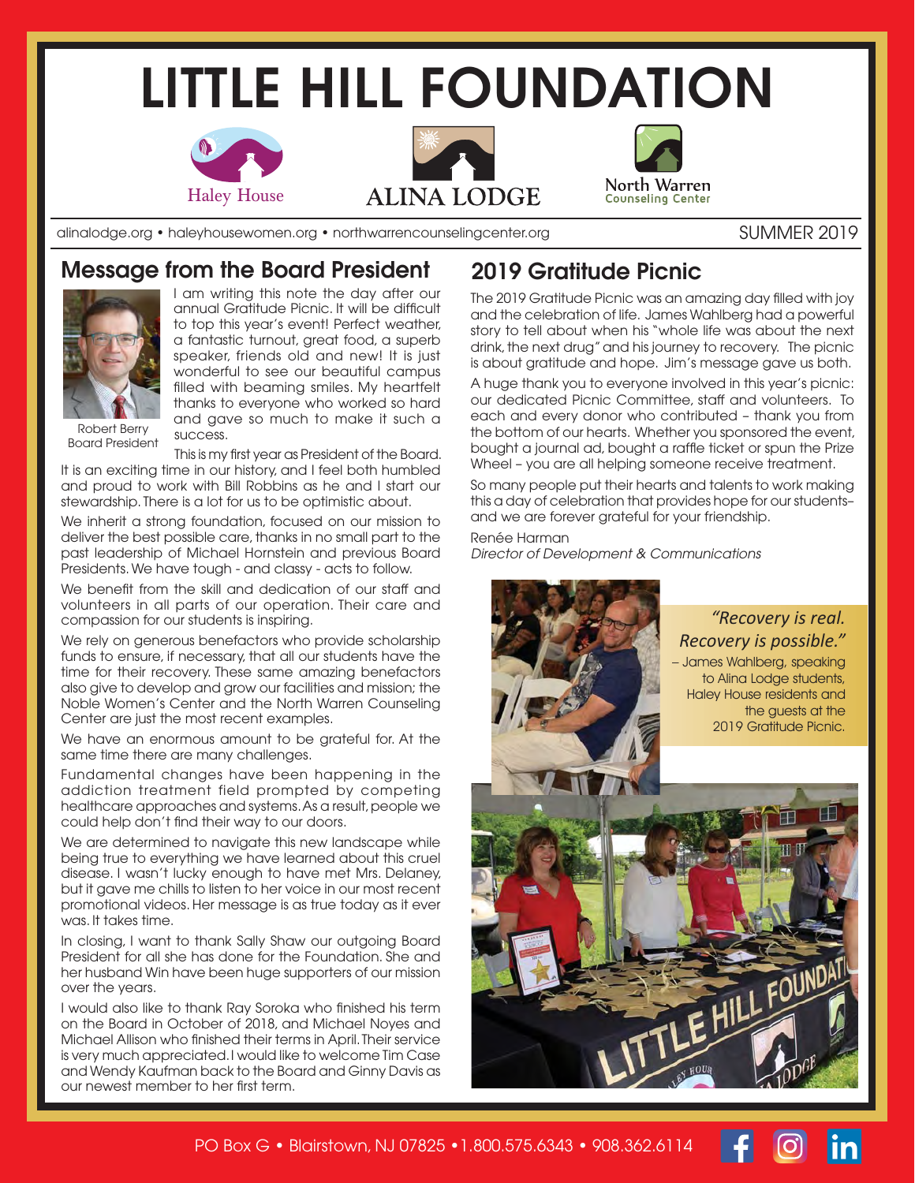# LITTLE HILL FOUNDATION

Haley House • ALINA LODGE • North Warren Counseling Center

alinalodge.org • haleyhousewomen.org • northwarrencounselingcenter.org

SUMMER 2019

## Message from the Board President

Robert Berry
Board President

I am writing this note the day after our annual Gratitude Picnic. It will be difficult to top this year's event! Perfect weather, a fantastic turnout, great food, a superb speaker, friends old and new! It is just wonderful to see our beautiful campus filled with beaming smiles. My heartfelt thanks to everyone who worked so hard and gave so much to make it such a success.

This is my first year as President of the Board. It is an exciting time in our history, and I feel both humbled and proud to work with Bill Robbins as he and I start our stewardship. There is a lot for us to be optimistic about.

We inherit a strong foundation, focused on our mission to deliver the best possible care, thanks in no small part to the past leadership of Michael Hornstein and previous Board Presidents. We have tough - and classy - acts to follow.

We benefit from the skill and dedication of our staff and volunteers in all parts of our operation. Their care and compassion for our students is inspiring.

We rely on generous benefactors who provide scholarship funds to ensure, if necessary, that all our students have the time for their recovery. These same amazing benefactors also give to develop and grow our facilities and mission; the Noble Women's Center and the North Warren Counseling Center are just the most recent examples.

We have an enormous amount to be grateful for. At the same time there are many challenges.

Fundamental changes have been happening in the addiction treatment field prompted by competing healthcare approaches and systems. As a result, people we could help don't find their way to our doors.

We are determined to navigate this new landscape while being true to everything we have learned about this cruel disease. I wasn't lucky enough to have met Mrs. Delaney, but it gave me chills to listen to her voice in our most recent promotional videos. Her message is as true today as it ever was. It takes time.

In closing, I want to thank Sally Shaw our outgoing Board President for all she has done for the Foundation. She and her husband Win have been huge supporters of our mission over the years.

I would also like to thank Ray Soroka who finished his term on the Board in October of 2018, and Michael Noyes and Michael Allison who finished their terms in April. Their service is very much appreciated. I would like to welcome Tim Case and Wendy Kaufman back to the Board and Ginny Davis as our newest member to her first term.

## 2019 Gratitude Picnic

The 2019 Gratitude Picnic was an amazing day filled with joy and the celebration of life. James Wahlberg had a powerful story to tell about when his "whole life was about the next drink, the next drug" and his journey to recovery. The picnic is about gratitude and hope. Jim's message gave us both.

A huge thank you to everyone involved in this year's picnic: our dedicated Picnic Committee, staff and volunteers. To each and every donor who contributed – thank you from the bottom of our hearts. Whether you sponsored the event, bought a journal ad, bought a raffle ticket or spun the Prize Wheel – you are all helping someone receive treatment.

So many people put their hearts and talents to work making this a day of celebration that provides hope for our students– and we are forever grateful for your friendship.

Renée Harman
*Director of Development & Communications*

*"Recovery is real. Recovery is possible."*
– James Wahlberg, speaking to Alina Lodge students, Haley House residents and the guests at the 2019 Gratitude Picnic.

PO Box G • Blairstown, NJ 07825 • 1.800.575.6343 • 908.362.6114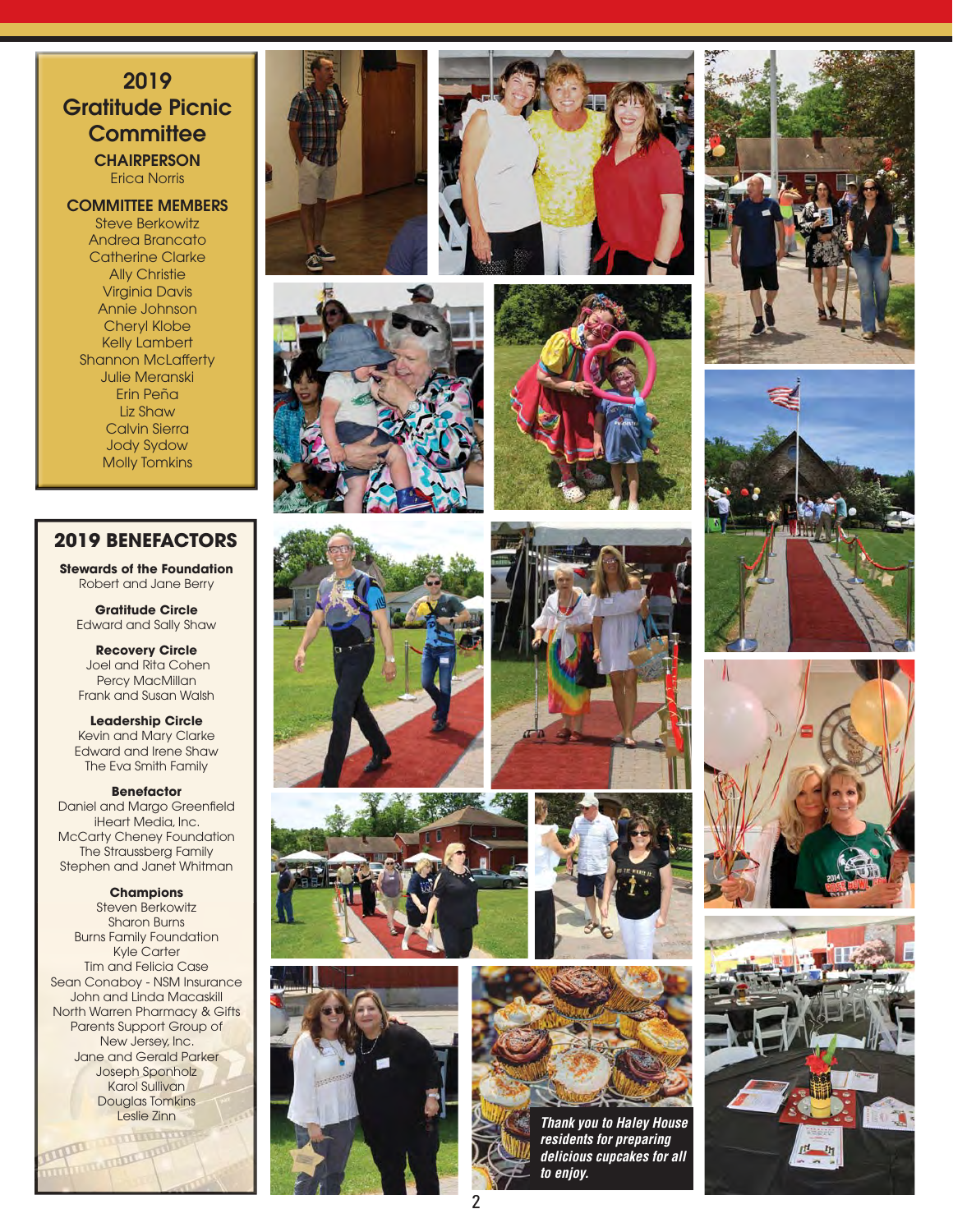## 2019 Gratitude Picnic Committee

**CHAIRPERSON**
Erica Norris

**COMMITTEE MEMBERS**
Steve Berkowitz
Andrea Brancato
Catherine Clarke
Ally Christie
Virginia Davis
Annie Johnson
Cheryl Klobe
Kelly Lambert
Shannon McLafferty
Julie Meranski
Erin Peña
Liz Shaw
Calvin Sierra
Jody Sydow
Molly Tomkins

## 2019 BENEFACTORS

**Stewards of the Foundation**
Robert and Jane Berry

**Gratitude Circle**
Edward and Sally Shaw

**Recovery Circle**
Joel and Rita Cohen
Percy MacMillan
Frank and Susan Walsh

**Leadership Circle**
Kevin and Mary Clarke
Edward and Irene Shaw
The Eva Smith Family

**Benefactor**
Daniel and Margo Greenfield
iHeart Media, Inc.
McCarty Cheney Foundation
The Straussberg Family
Stephen and Janet Whitman

**Champions**
Steven Berkowitz
Sharon Burns
Burns Family Foundation
Kyle Carter
Tim and Felicia Case
Sean Conaboy - NSM Insurance
John and Linda Macaskill
North Warren Pharmacy & Gifts
Parents Support Group of New Jersey, Inc.
Jane and Gerald Parker
Joseph Sponholz
Karol Sullivan
Douglas Tomkins
Leslie Zinn

*Thank you to Haley House residents for preparing delicious cupcakes for all to enjoy.*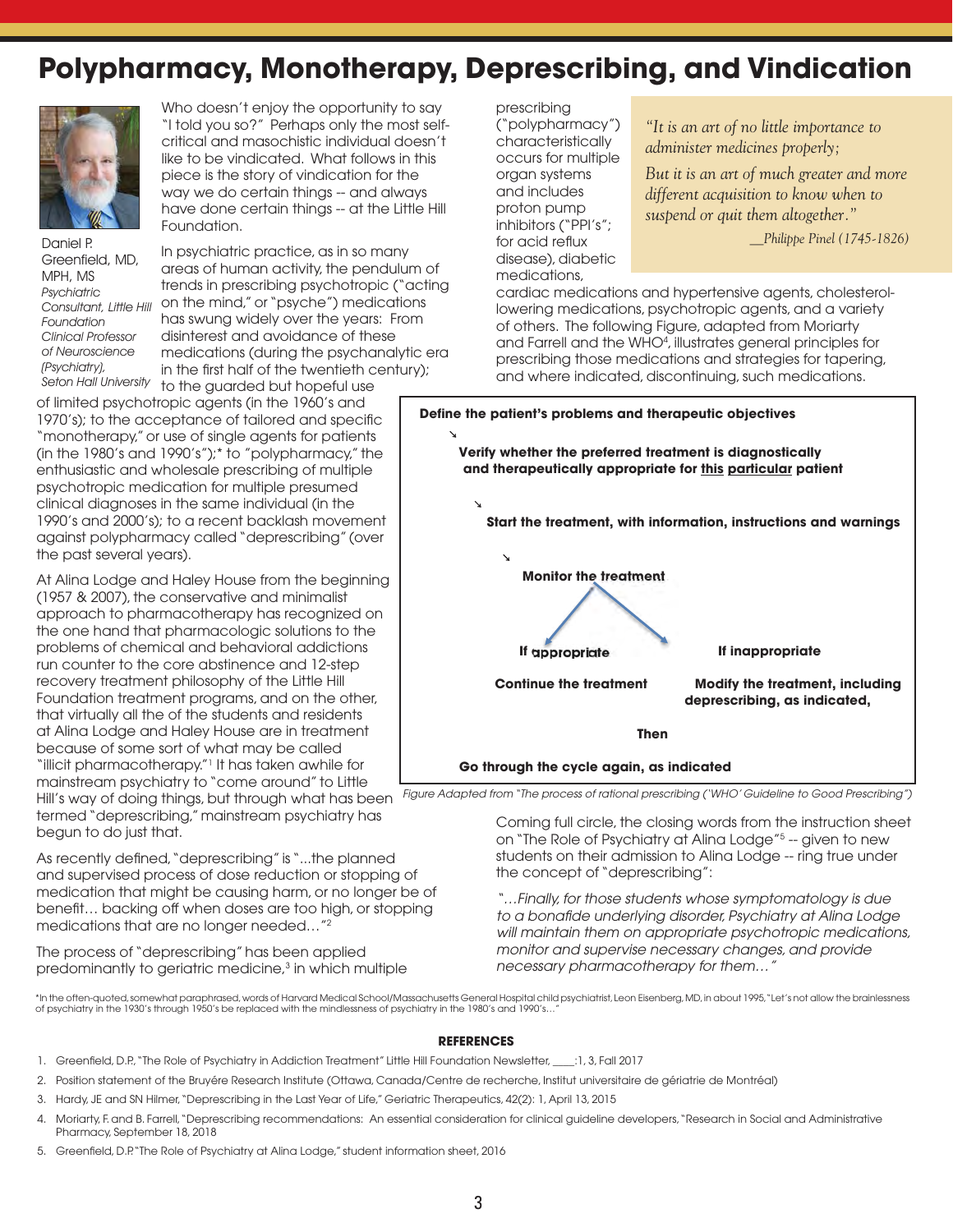# Polypharmacy, Monotherapy, Deprescribing, and Vindication

Daniel P. Greenfield, MD, MPH, MS
*Psychiatric Consultant, Little Hill Foundation*
*Clinical Professor of Neuroscience (Psychiatry), Seton Hall University*

Who doesn't enjoy the opportunity to say "I told you so?" Perhaps only the most self-critical and masochistic individual doesn't like to be vindicated. What follows in this piece is the story of vindication for the way we do certain things -- and always have done certain things -- at the Little Hill Foundation.

In psychiatric practice, as in so many areas of human activity, the pendulum of trends in prescribing psychotropic ("acting on the mind," or "psyche") medications has swung widely over the years: From disinterest and avoidance of these medications (during the psychanalytic era in the first half of the twentieth century); to the guarded but hopeful use of limited psychotropic agents (in the 1960's and 1970's); to the acceptance of tailored and specific "monotherapy," or use of single agents for patients (in the 1980's and 1990's");* to "polypharmacy," the enthusiastic and wholesale prescribing of multiple psychotropic medication for multiple presumed clinical diagnoses in the same individual (in the 1990's and 2000's); to a recent backlash movement against polypharmacy called "deprescribing" (over the past several years).

At Alina Lodge and Haley House from the beginning (1957 & 2007), the conservative and minimalist approach to pharmacotherapy has recognized on the one hand that pharmacologic solutions to the problems of chemical and behavioral addictions run counter to the core abstinence and 12-step recovery treatment philosophy of the Little Hill Foundation treatment programs, and on the other, that virtually all the of the students and residents at Alina Lodge and Haley House are in treatment because of some sort of what may be called "illicit pharmacotherapy."[1] It has taken awhile for mainstream psychiatry to "come around" to Little Hill's way of doing things, but through what has been termed "deprescribing," mainstream psychiatry has begun to do just that.

As recently defined, "deprescribing" is "...the planned and supervised process of dose reduction or stopping of medication that might be causing harm, or no longer be of benefit... backing off when doses are too high, or stopping medications that are no longer needed..."[2]

The process of "deprescribing" has been applied predominantly to geriatric medicine,[3] in which multiple prescribing ("polypharmacy") characteristically occurs for multiple organ systems and includes proton pump inhibitors ("PPI's"; for acid reflux disease), diabetic medications, cardiac medications and hypertensive agents, cholesterol-lowering medications, psychotropic agents, and a variety of others. The following Figure, adapted from Moriarty and Farrell and the WHO[4], illustrates general principles for prescribing those medications and strategies for tapering, and where indicated, discontinuing, such medications.

> *"It is an art of no little importance to administer medicines properly;*
>
> *But it is an art of much greater and more different acquisition to know when to suspend or quit them altogether."*
>
> *__Philippe Pinel (1745-1826)*

**Define the patient's problems and therapeutic objectives**

↘

**Verify whether the preferred treatment is diagnostically and therapeutically appropriate for <u>this</u> <u>particular</u> patient**

↘

**Start the treatment, with information, instructions and warnings**

↘

**Monitor the treatment**

**If appropriate** — **Continue the treatment**

**If inappropriate** — **Modify the treatment, including deprescribing, as indicated,**

**Then**

**Go through the cycle again, as indicated**

*Figure Adapted from "The process of rational prescribing ('WHO' Guideline to Good Prescribing")*

Coming full circle, the closing words from the instruction sheet on "The Role of Psychiatry at Alina Lodge"[5] -- given to new students on their admission to Alina Lodge -- ring true under the concept of "deprescribing":

*"…Finally, for those students whose symptomatology is due to a bonafide underlying disorder, Psychiatry at Alina Lodge will maintain them on appropriate psychotropic medications, monitor and supervise necessary changes, and provide necessary pharmacotherapy for them…"*

*In the often-quoted, somewhat paraphrased, words of Harvard Medical School/Massachusetts General Hospital child psychiatrist, Leon Eisenberg, MD, in about 1995, "Let's not allow the brainlessness of psychiatry in the 1930's through 1950's be replaced with the mindlessness of psychiatry in the 1980's and 1990's…"

## REFERENCES

1. Greenfield, D.P., "The Role of Psychiatry in Addiction Treatment" Little Hill Foundation Newsletter, ____:1, 3, Fall 2017
2. Position statement of the Bruyère Research Institute (Ottawa, Canada/Centre de recherche, Institut universitaire de gériatrie de Montréal)
3. Hardy, JE and SN Hilmer, "Deprescribing in the Last Year of Life," Geriatric Therapeutics, 42(2): 1, April 13, 2015
4. Moriarty, F. and B. Farrell, "Deprescribing recommendations: An essential consideration for clinical guideline developers, "Research in Social and Administrative Pharmacy, September 18, 2018
5. Greenfield, D.P. "The Role of Psychiatry at Alina Lodge," student information sheet, 2016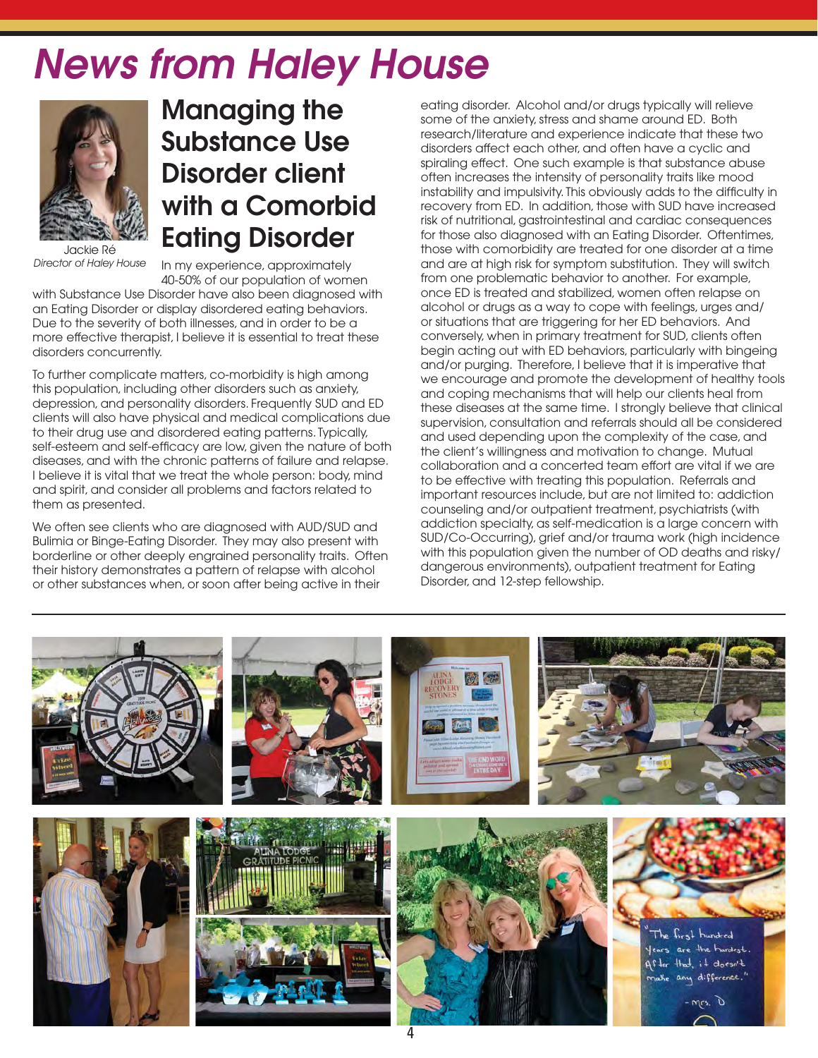# News from Haley House

## Managing the Substance Use Disorder client with a Comorbid Eating Disorder

Jackie Ré
*Director of Haley House*

In my experience, approximately 40-50% of our population of women with Substance Use Disorder have also been diagnosed with an Eating Disorder or display disordered eating behaviors. Due to the severity of both illnesses, and in order to be a more effective therapist, I believe it is essential to treat these disorders concurrently.

To further complicate matters, co-morbidity is high among this population, including other disorders such as anxiety, depression, and personality disorders. Frequently SUD and ED clients will also have physical and medical complications due to their drug use and disordered eating patterns. Typically, self-esteem and self-efficacy are low, given the nature of both diseases, and with the chronic patterns of failure and relapse. I believe it is vital that we treat the whole person: body, mind and spirit, and consider all problems and factors related to them as presented.

We often see clients who are diagnosed with AUD/SUD and Bulimia or Binge-Eating Disorder. They may also present with borderline or other deeply engrained personality traits. Often their history demonstrates a pattern of relapse with alcohol or other substances when, or soon after being active in their eating disorder. Alcohol and/or drugs typically will relieve some of the anxiety, stress and shame around ED. Both research/literature and experience indicate that these two disorders affect each other, and often have a cyclic and spiraling effect. One such example is that substance abuse often increases the intensity of personality traits like mood instability and impulsivity. This obviously adds to the difficulty in recovery from ED. In addition, those with SUD have increased risk of nutritional, gastrointestinal and cardiac consequences for those also diagnosed with an Eating Disorder. Oftentimes, those with comorbidity are treated for one disorder at a time and are at high risk for symptom substitution. They will switch from one problematic behavior to another. For example, once ED is treated and stabilized, women often relapse on alcohol or drugs as a way to cope with feelings, urges and/or situations that are triggering for her ED behaviors. And conversely, when in primary treatment for SUD, clients often begin acting out with ED behaviors, particularly with bingeing and/or purging. Therefore, I believe that it is imperative that we encourage and promote the development of healthy tools and coping mechanisms that will help our clients heal from these diseases at the same time. I strongly believe that clinical supervision, consultation and referrals should all be considered and used depending upon the complexity of the case, and the client's willingness and motivation to change. Mutual collaboration and a concerted team effort are vital if we are to be effective with treating this population. Referrals and important resources include, but are not limited to: addiction counseling and/or outpatient treatment, psychiatrists (with addiction specialty, as self-medication is a large concern with SUD/Co-Occurring), grief and/or trauma work (high incidence with this population given the number of OD deaths and risky/dangerous environments), outpatient treatment for Eating Disorder, and 12-step fellowship.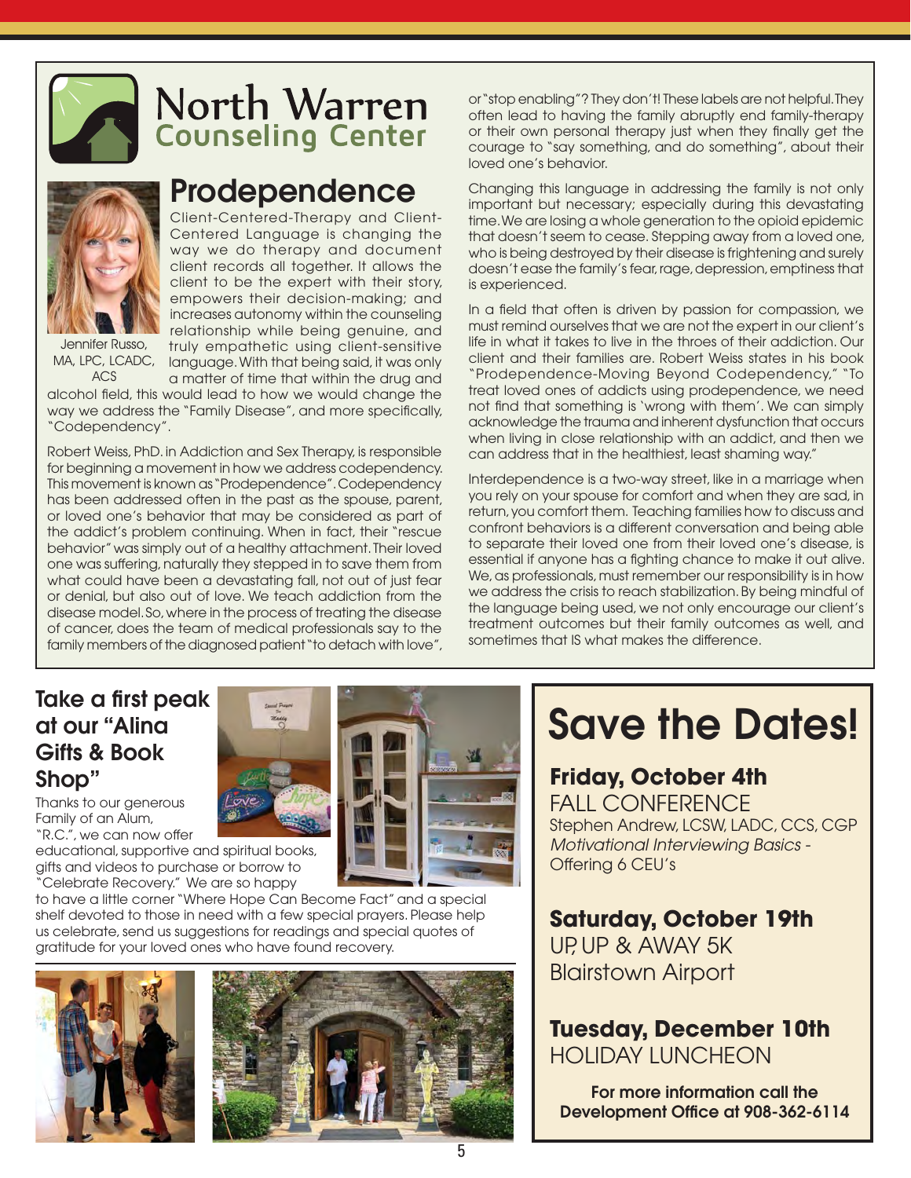# North Warren Counseling Center

## Prodependence

Jennifer Russo, MA, LPC, LCADC, ACS

Client-Centered-Therapy and Client-Centered Language is changing the way we do therapy and document client records all together. It allows the client to be the expert with their story, empowers their decision-making; and increases autonomy within the counseling relationship while being genuine, and truly empathetic using client-sensitive language. With that being said, it was only a matter of time that within the drug and alcohol field, this would lead to how we would change the way we address the "Family Disease", and more specifically, "Codependency".

Robert Weiss, PhD. in Addiction and Sex Therapy, is responsible for beginning a movement in how we address codependency. This movement is known as "Prodependence". Codependency has been addressed often in the past as the spouse, parent, or loved one's behavior that may be considered as part of the addict's problem continuing. When in fact, their "rescue behavior" was simply out of a healthy attachment. Their loved one was suffering, naturally they stepped in to save them from what could have been a devastating fall, out of just fear or denial, but also out of love. We teach addiction from the disease model. So, where in the process of treating the disease of cancer, does the team of medical professionals say to the family members of the diagnosed patient "to detach with love", or "stop enabling"? They don't! These labels are not helpful. They often lead to having the family abruptly end family-therapy or their own personal therapy just when they finally get the courage to "say something, and do something", about their loved one's behavior.

Changing this language in addressing the family is not only important but necessary; especially during this devastating time. We are losing a whole generation to the opioid epidemic that doesn't seem to cease. Stepping away from a loved one, who is being destroyed by their disease is frightening and surely doesn't ease the family's fear, rage, depression, emptiness that is experienced.

In a field that often is driven by passion for compassion, we must remind ourselves that we are not the expert in our client's life in what it takes to live in the throes of their addiction. Our client and their families are. Robert Weiss states in his book "Prodependence-Moving Beyond Codependency," "To treat loved ones of addicts using prodependence, we need not find that something is 'wrong with them'. We can simply acknowledge the trauma and inherent dysfunction that occurs when living in close relationship with an addict, and then we can address that in the healthiest, least shaming way."

Interdependence is a two-way street, like in a marriage when you rely on your spouse for comfort and when they are sad, in return, you comfort them. Teaching families how to discuss and confront behaviors is a different conversation and being able to separate their loved one from their loved one's disease, is essential if anyone has a fighting chance to make it out alive. We, as professionals, must remember our responsibility is in how we address the crisis to reach stabilization. By being mindful of the language being used, we not only encourage our client's treatment outcomes but their family outcomes as well, and sometimes that IS what makes the difference.

## Take a first peak at our "Alina Gifts & Book Shop"

Thanks to our generous Family of an Alum, "R.C.", we can now offer educational, supportive and spiritual books, gifts and videos to purchase or borrow to "Celebrate Recovery." We are so happy to have a little corner "Where Hope Can Become Fact" and a special shelf devoted to those in need with a few special prayers. Please help us celebrate, send us suggestions for readings and special quotes of gratitude for your loved ones who have found recovery.

# Save the Dates!

**Friday, October 4th**
FALL CONFERENCE
Stephen Andrew, LCSW, LADC, CCS, CGP
*Motivational Interviewing Basics -*
Offering 6 CEU's

**Saturday, October 19th**
UP, UP & AWAY 5K
Blairstown Airport

**Tuesday, December 10th**
HOLIDAY LUNCHEON

**For more information call the Development Office at 908-362-6114**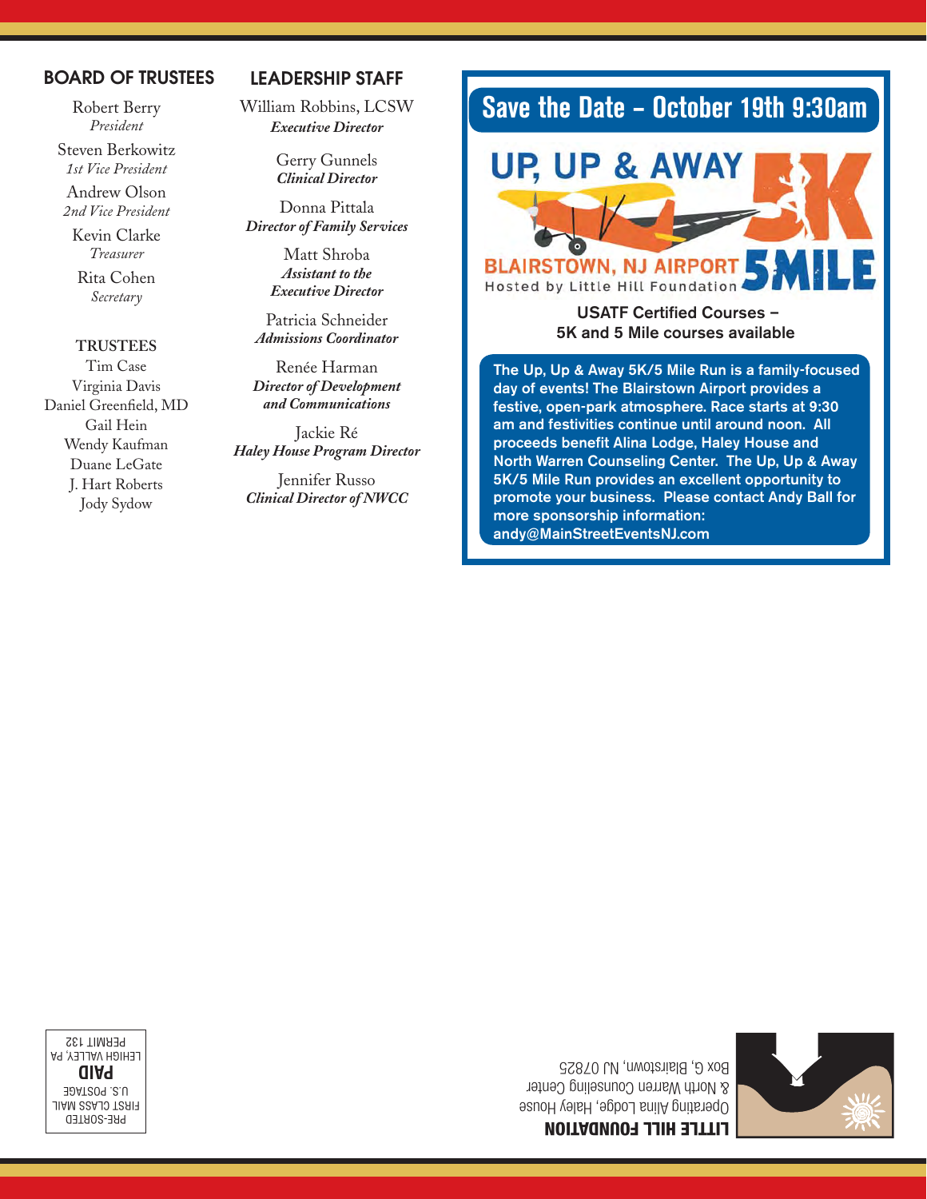## BOARD OF TRUSTEES

Robert Berry
*President*

Steven Berkowitz
*1st Vice President*

Andrew Olson
*2nd Vice President*

Kevin Clarke
*Treasurer*

Rita Cohen
*Secretary*

### TRUSTEES

Tim Case
Virginia Davis
Daniel Greenfield, MD
Gail Hein
Wendy Kaufman
Duane LeGate
J. Hart Roberts
Jody Sydow

## LEADERSHIP STAFF

William Robbins, LCSW
***Executive Director***

Gerry Gunnels
***Clinical Director***

Donna Pittala
***Director of Family Services***

Matt Shroba
***Assistant to the Executive Director***

Patricia Schneider
***Admissions Coordinator***

Renée Harman
***Director of Development and Communications***

Jackie Ré
***Haley House Program Director***

Jennifer Russo
***Clinical Director of NWCC***

## Save the Date – October 19th 9:30am

**UP, UP & AWAY 5K 5MILE**
**BLAIRSTOWN, NJ AIRPORT**
Hosted by Little Hill Foundation

**USATF Certified Courses – 5K and 5 Mile courses available**

**The Up, Up & Away 5K/5 Mile Run is a family-focused day of events! The Blairstown Airport provides a festive, open-park atmosphere. Race starts at 9:30 am and festivities continue until around noon. All proceeds benefit Alina Lodge, Haley House and North Warren Counseling Center. The Up, Up & Away 5K/5 Mile Run provides an excellent opportunity to promote your business. Please contact Andy Ball for more sponsorship information: andy@MainStreetEventsNJ.com**

**LITTLE HILL FOUNDATION**
Operating Alina Lodge, Haley House
& North Warren Counseling Center
Box G, Blairstown, NJ 07825

PRE-SORTED
FIRST CLASS MAIL
U.S. POSTAGE
**PAID**
LEHIGH VALLEY, PA
PERMIT 132